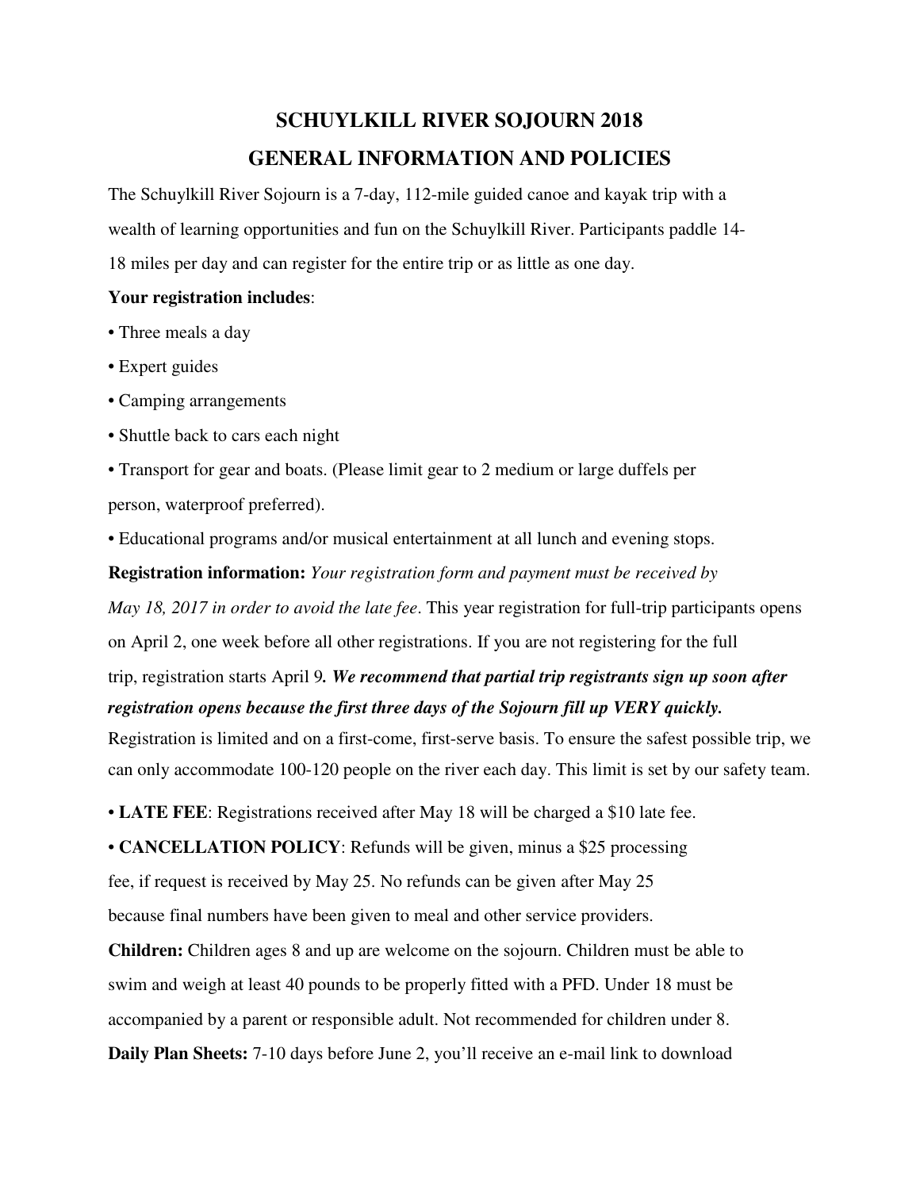# SCHUYLKILL RIVER SOJOURN 2018

## GENERAL INFORMATION AND POLICIES

The Schuylkill River Sojourn is a 7-day, 112-mile guided canoe and kayak trip with a wealth of learning opportunities and fun on the Schuylkill River. Participants paddle 14-18 miles per day and can register for the entire trip or as little as one day.

**Your registration includes**:

- Three meals a day
- Expert guides
- Camping arrangements
- Shuttle back to cars each night
- Transport for gear and boats. (Please limit gear to 2 medium or large duffels per person, waterproof preferred).
- Educational programs and/or musical entertainment at all lunch and evening stops.

**Registration information:** *Your registration form and payment must be received by May 18, 2017 in order to avoid the late fee*. This year registration for full-trip participants opens on April 2, one week before all other registrations. If you are not registering for the full trip, registration starts April 9***. We recommend that partial trip registrants sign up soon after registration opens because the first three days of the Sojourn fill up VERY quickly.*** Registration is limited and on a first-come, first-serve basis. To ensure the safest possible trip, we can only accommodate 100-120 people on the river each day. This limit is set by our safety team.

- **LATE FEE**: Registrations received after May 18 will be charged a $10 late fee.
- **CANCELLATION POLICY**: Refunds will be given, minus a $25 processing fee, if request is received by May 25. No refunds can be given after May 25 because final numbers have been given to meal and other service providers.

**Children:** Children ages 8 and up are welcome on the sojourn. Children must be able to swim and weigh at least 40 pounds to be properly fitted with a PFD. Under 18 must be accompanied by a parent or responsible adult. Not recommended for children under 8.

**Daily Plan Sheets:** 7-10 days before June 2, you'll receive an e-mail link to download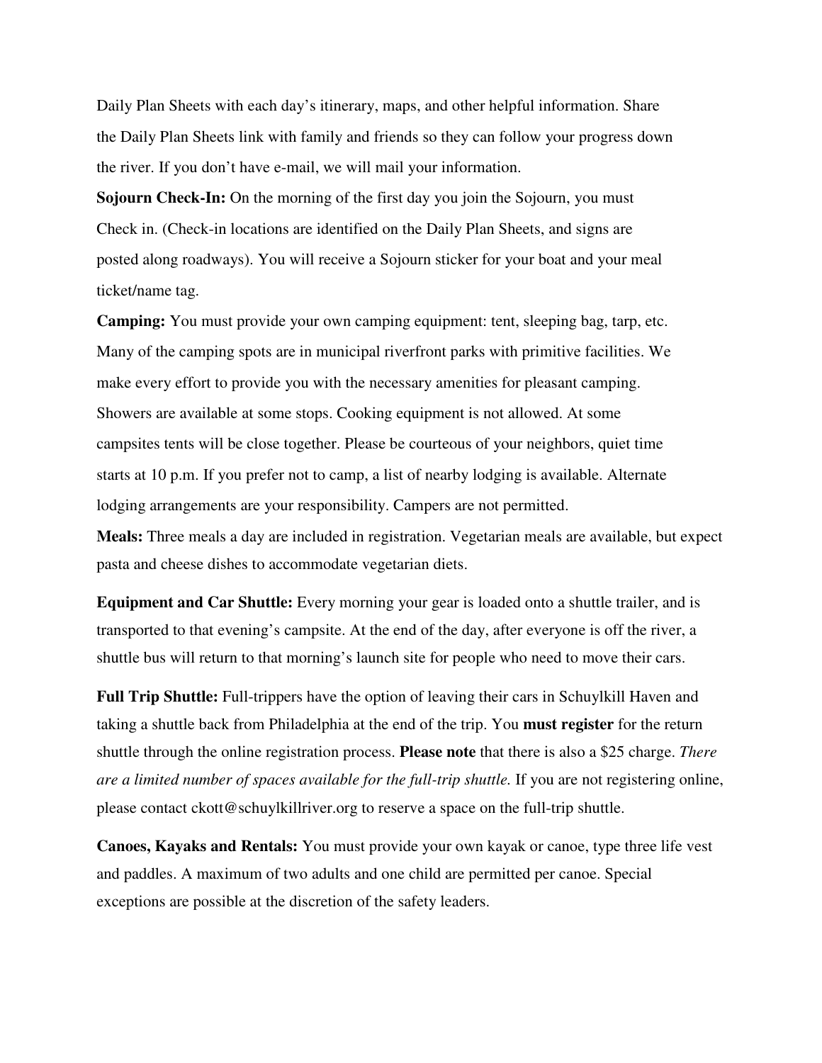Daily Plan Sheets with each day's itinerary, maps, and other helpful information. Share the Daily Plan Sheets link with family and friends so they can follow your progress down the river. If you don't have e-mail, we will mail your information.

**Sojourn Check-In:** On the morning of the first day you join the Sojourn, you must Check in. (Check-in locations are identified on the Daily Plan Sheets, and signs are posted along roadways). You will receive a Sojourn sticker for your boat and your meal ticket/name tag.

**Camping:** You must provide your own camping equipment: tent, sleeping bag, tarp, etc. Many of the camping spots are in municipal riverfront parks with primitive facilities. We make every effort to provide you with the necessary amenities for pleasant camping. Showers are available at some stops. Cooking equipment is not allowed. At some campsites tents will be close together. Please be courteous of your neighbors, quiet time starts at 10 p.m. If you prefer not to camp, a list of nearby lodging is available. Alternate lodging arrangements are your responsibility. Campers are not permitted.

**Meals:** Three meals a day are included in registration. Vegetarian meals are available, but expect pasta and cheese dishes to accommodate vegetarian diets.

**Equipment and Car Shuttle:** Every morning your gear is loaded onto a shuttle trailer, and is transported to that evening's campsite. At the end of the day, after everyone is off the river, a shuttle bus will return to that morning's launch site for people who need to move their cars.

**Full Trip Shuttle:** Full-trippers have the option of leaving their cars in Schuylkill Haven and taking a shuttle back from Philadelphia at the end of the trip. You **must register** for the return shuttle through the online registration process. **Please note** that there is also a $25 charge. *There are a limited number of spaces available for the full-trip shuttle.* If you are not registering online, please contact ckott@schuylkillriver.org to reserve a space on the full-trip shuttle.

**Canoes, Kayaks and Rentals:** You must provide your own kayak or canoe, type three life vest and paddles. A maximum of two adults and one child are permitted per canoe. Special exceptions are possible at the discretion of the safety leaders.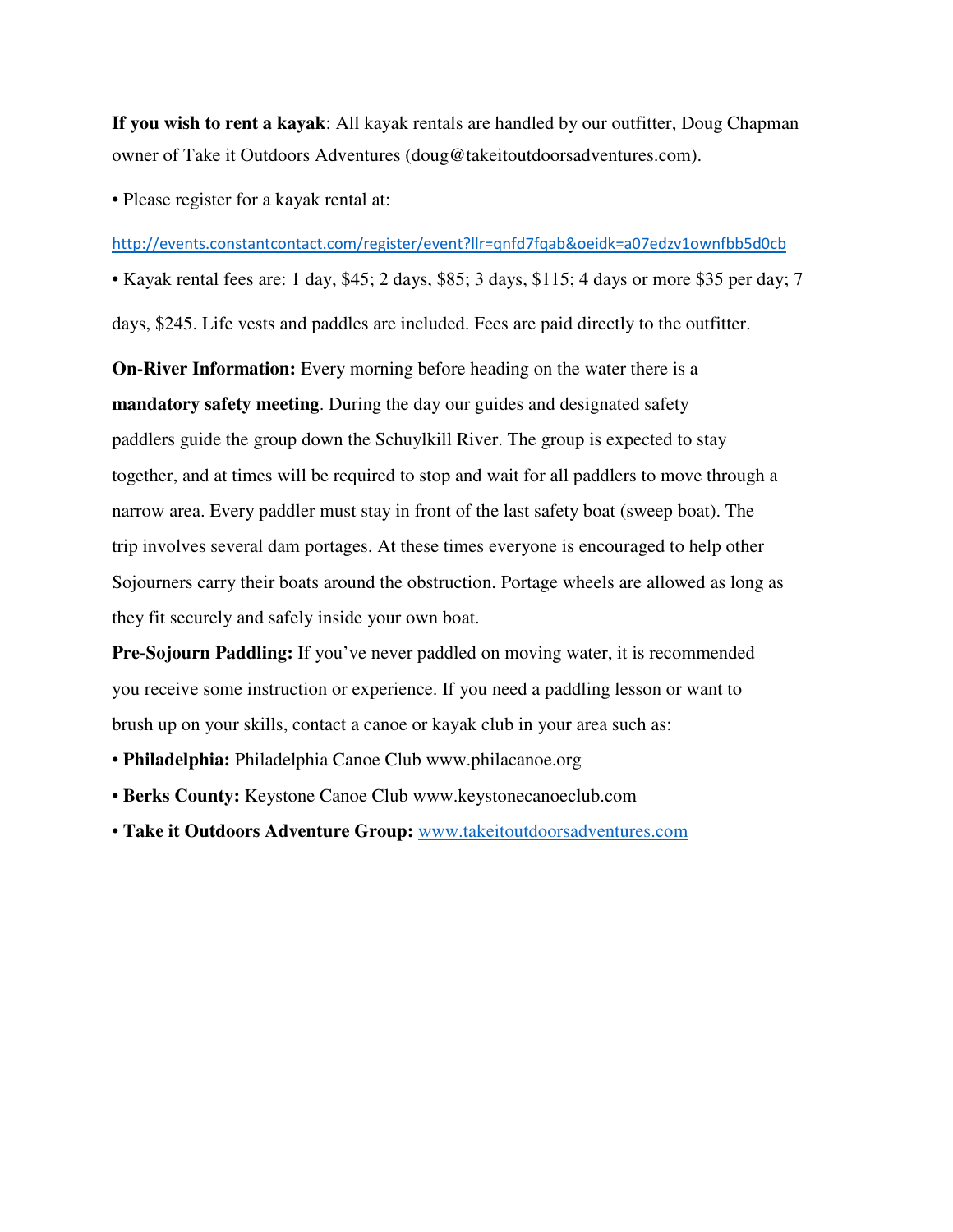**If you wish to rent a kayak**: All kayak rentals are handled by our outfitter, Doug Chapman owner of Take it Outdoors Adventures (doug@takeitoutdoorsadventures.com).

- Please register for a kayak rental at:

http://events.constantcontact.com/register/event?llr=qnfd7fqab&oeidk=a07edzv1ownfbb5d0cb

- Kayak rental fees are: 1 day, $45; 2 days, $85; 3 days, $115; 4 days or more $35 per day; 7 days, $245. Life vests and paddles are included. Fees are paid directly to the outfitter.

**On-River Information:** Every morning before heading on the water there is a **mandatory safety meeting**. During the day our guides and designated safety paddlers guide the group down the Schuylkill River. The group is expected to stay together, and at times will be required to stop and wait for all paddlers to move through a narrow area. Every paddler must stay in front of the last safety boat (sweep boat). The trip involves several dam portages. At these times everyone is encouraged to help other Sojourners carry their boats around the obstruction. Portage wheels are allowed as long as they fit securely and safely inside your own boat.

**Pre-Sojourn Paddling:** If you've never paddled on moving water, it is recommended you receive some instruction or experience. If you need a paddling lesson or want to brush up on your skills, contact a canoe or kayak club in your area such as:

- **Philadelphia:** Philadelphia Canoe Club www.philacanoe.org
- **Berks County:** Keystone Canoe Club www.keystonecanoeclub.com
- **Take it Outdoors Adventure Group:** www.takeitoutdoorsadventures.com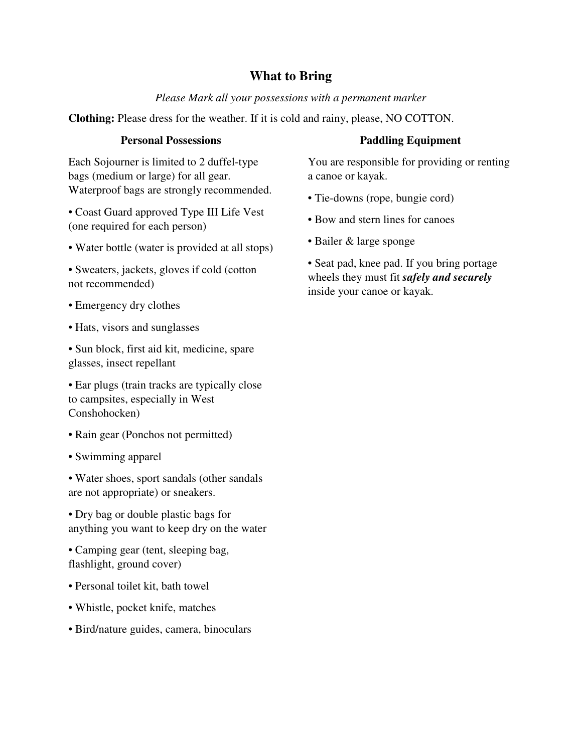# What to Bring

*Please Mark all your possessions with a permanent marker*

**Clothing:** Please dress for the weather. If it is cold and rainy, please, NO COTTON.

## Personal Possessions

Each Sojourner is limited to 2 duffel-type bags (medium or large) for all gear. Waterproof bags are strongly recommended.

- Coast Guard approved Type III Life Vest (one required for each person)
- Water bottle (water is provided at all stops)
- Sweaters, jackets, gloves if cold (cotton not recommended)
- Emergency dry clothes
- Hats, visors and sunglasses
- Sun block, first aid kit, medicine, spare glasses, insect repellant
- Ear plugs (train tracks are typically close to campsites, especially in West Conshohocken)
- Rain gear (Ponchos not permitted)
- Swimming apparel
- Water shoes, sport sandals (other sandals are not appropriate) or sneakers.
- Dry bag or double plastic bags for anything you want to keep dry on the water
- Camping gear (tent, sleeping bag, flashlight, ground cover)
- Personal toilet kit, bath towel
- Whistle, pocket knife, matches
- Bird/nature guides, camera, binoculars

## Paddling Equipment

You are responsible for providing or renting a canoe or kayak.

- Tie-downs (rope, bungie cord)
- Bow and stern lines for canoes
- Bailer & large sponge
- Seat pad, knee pad. If you bring portage wheels they must fit ***safely and securely*** inside your canoe or kayak.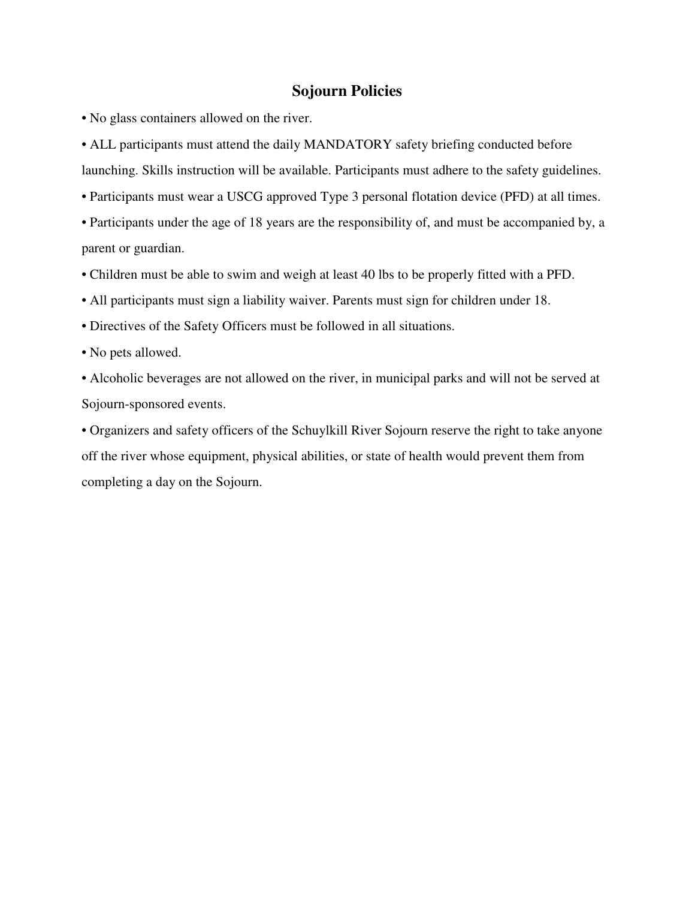## Sojourn Policies

- No glass containers allowed on the river.
- ALL participants must attend the daily MANDATORY safety briefing conducted before launching. Skills instruction will be available. Participants must adhere to the safety guidelines.
- Participants must wear a USCG approved Type 3 personal flotation device (PFD) at all times.
- Participants under the age of 18 years are the responsibility of, and must be accompanied by, a parent or guardian.
- Children must be able to swim and weigh at least 40 lbs to be properly fitted with a PFD.
- All participants must sign a liability waiver. Parents must sign for children under 18.
- Directives of the Safety Officers must be followed in all situations.
- No pets allowed.
- Alcoholic beverages are not allowed on the river, in municipal parks and will not be served at Sojourn-sponsored events.
- Organizers and safety officers of the Schuylkill River Sojourn reserve the right to take anyone off the river whose equipment, physical abilities, or state of health would prevent them from completing a day on the Sojourn.